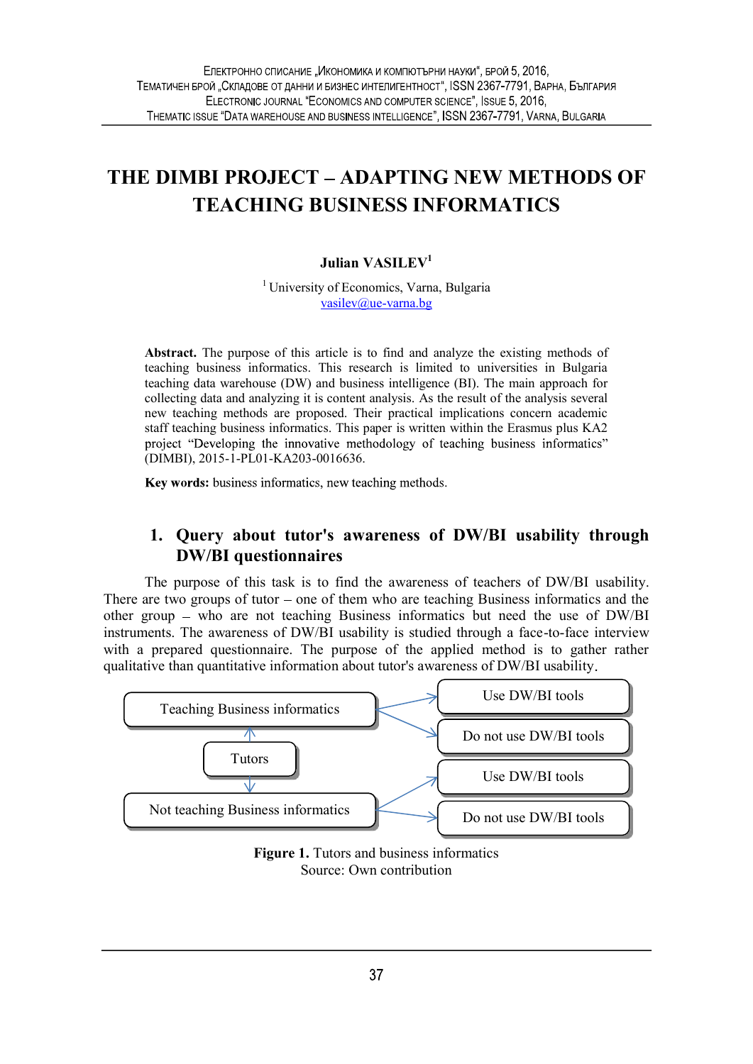# THE DIMBI PROJECT – ADAPTING NEW METHODS OF TEACHING BUSINESS INFORMATICS

**Julian VASILEV**[1]

[1] University of Economics, Varna, Bulgaria
vasilev@ue-varna.bg

**Abstract.** The purpose of this article is to find and analyze the existing methods of teaching business informatics. This research is limited to universities in Bulgaria teaching data warehouse (DW) and business intelligence (BI). The main approach for collecting data and analyzing it is content analysis. As the result of the analysis several new teaching methods are proposed. Their practical implications concern academic staff teaching business informatics. This paper is written within the Erasmus plus KA2 project "Developing the innovative methodology of teaching business informatics" (DIMBI), 2015-1-PL01-KA203-0016636.

**Key words:** business informatics, new teaching methods.

## 1. Query about tutor's awareness of DW/BI usability through DW/BI questionnaires

The purpose of this task is to find the awareness of teachers of DW/BI usability. There are two groups of tutor – one of them who are teaching Business informatics and the other group – who are not teaching Business informatics but need the use of DW/BI instruments. The awareness of DW/BI usability is studied through a face-to-face interview with a prepared questionnaire. The purpose of the applied method is to gather rather qualitative than quantitative information about tutor's awareness of DW/BI usability.

Tutors → Teaching Business informatics → Use DW/BI tools / Do not use DW/BI tools

Tutors → Not teaching Business informatics → Use DW/BI tools / Do not use DW/BI tools

**Figure 1.** Tutors and business informatics
Source: Own contribution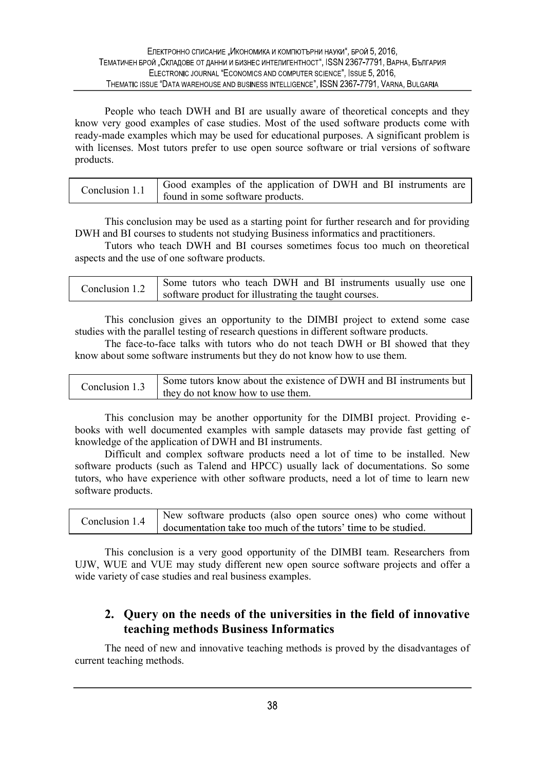People who teach DWH and BI are usually aware of theoretical concepts and they know very good examples of case studies. Most of the used software products come with ready-made examples which may be used for educational purposes. A significant problem is with licenses. Most tutors prefer to use open source software or trial versions of software products.

| Conclusion 1.1 | Good examples of the application of DWH and BI instruments are found in some software products. |
|---|---|

This conclusion may be used as a starting point for further research and for providing DWH and BI courses to students not studying Business informatics and practitioners.

Tutors who teach DWH and BI courses sometimes focus too much on theoretical aspects and the use of one software products.

| Conclusion 1.2 | Some tutors who teach DWH and BI instruments usually use one software product for illustrating the taught courses. |
|---|---|

This conclusion gives an opportunity to the DIMBI project to extend some case studies with the parallel testing of research questions in different software products.

The face-to-face talks with tutors who do not teach DWH or BI showed that they know about some software instruments but they do not know how to use them.

| Conclusion 1.3 | Some tutors know about the existence of DWH and BI instruments but they do not know how to use them. |
|---|---|

This conclusion may be another opportunity for the DIMBI project. Providing e-books with well documented examples with sample datasets may provide fast getting of knowledge of the application of DWH and BI instruments.

Difficult and complex software products need a lot of time to be installed. New software products (such as Talend and HPCC) usually lack of documentations. So some tutors, who have experience with other software products, need a lot of time to learn new software products.

| Conclusion 1.4 | New software products (also open source ones) who come without documentation take too much of the tutors' time to be studied. |
|---|---|

This conclusion is a very good opportunity of the DIMBI team. Researchers from UJW, WUE and VUE may study different new open source software projects and offer a wide variety of case studies and real business examples.

## 2. Query on the needs of the universities in the field of innovative teaching methods Business Informatics

The need of new and innovative teaching methods is proved by the disadvantages of current teaching methods.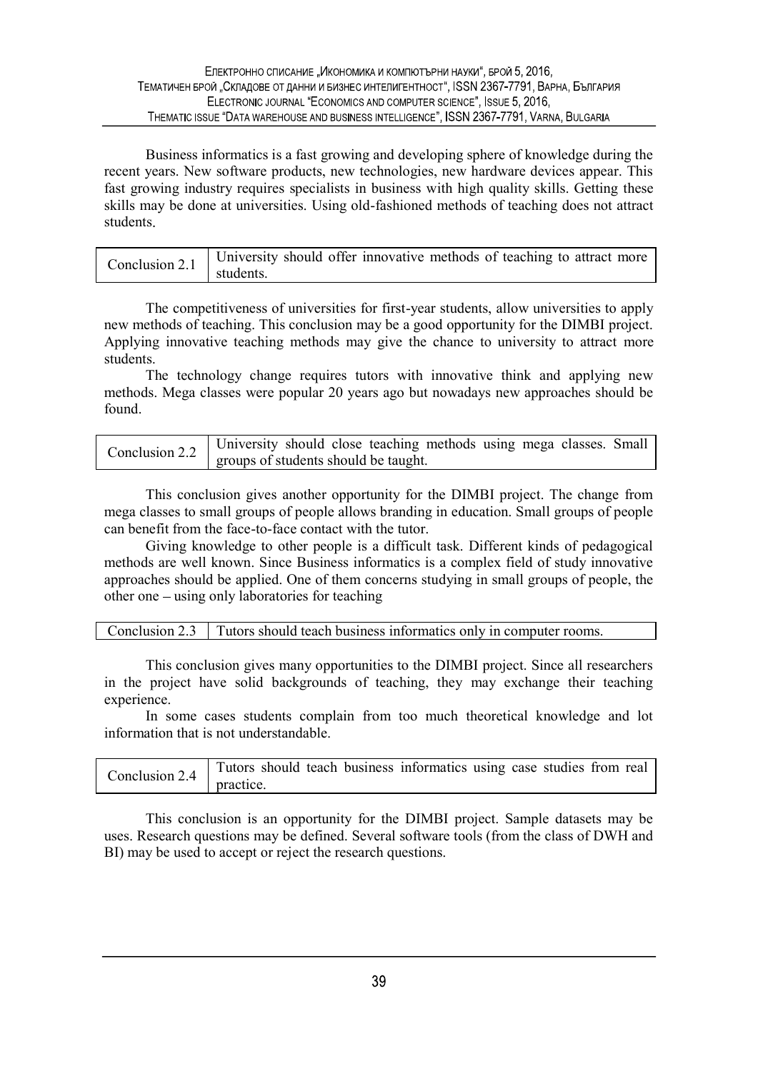Business informatics is a fast growing and developing sphere of knowledge during the recent years. New software products, new technologies, new hardware devices appear. This fast growing industry requires specialists in business with high quality skills. Getting these skills may be done at universities. Using old-fashioned methods of teaching does not attract students.

| Conclusion 2.1 | University should offer innovative methods of teaching to attract more students. |
|---|---|

The competitiveness of universities for first-year students, allow universities to apply new methods of teaching. This conclusion may be a good opportunity for the DIMBI project. Applying innovative teaching methods may give the chance to university to attract more students.

The technology change requires tutors with innovative think and applying new methods. Mega classes were popular 20 years ago but nowadays new approaches should be found.

| Conclusion 2.2 | University should close teaching methods using mega classes. Small groups of students should be taught. |
|---|---|

This conclusion gives another opportunity for the DIMBI project. The change from mega classes to small groups of people allows branding in education. Small groups of people can benefit from the face-to-face contact with the tutor.

Giving knowledge to other people is a difficult task. Different kinds of pedagogical methods are well known. Since Business informatics is a complex field of study innovative approaches should be applied. One of them concerns studying in small groups of people, the other one – using only laboratories for teaching

| Conclusion 2.3 | Tutors should teach business informatics only in computer rooms. |
|---|---|

This conclusion gives many opportunities to the DIMBI project. Since all researchers in the project have solid backgrounds of teaching, they may exchange their teaching experience.

In some cases students complain from too much theoretical knowledge and lot information that is not understandable.

| Conclusion 2.4 | Tutors should teach business informatics using case studies from real practice. |
|---|---|

This conclusion is an opportunity for the DIMBI project. Sample datasets may be uses. Research questions may be defined. Several software tools (from the class of DWH and BI) may be used to accept or reject the research questions.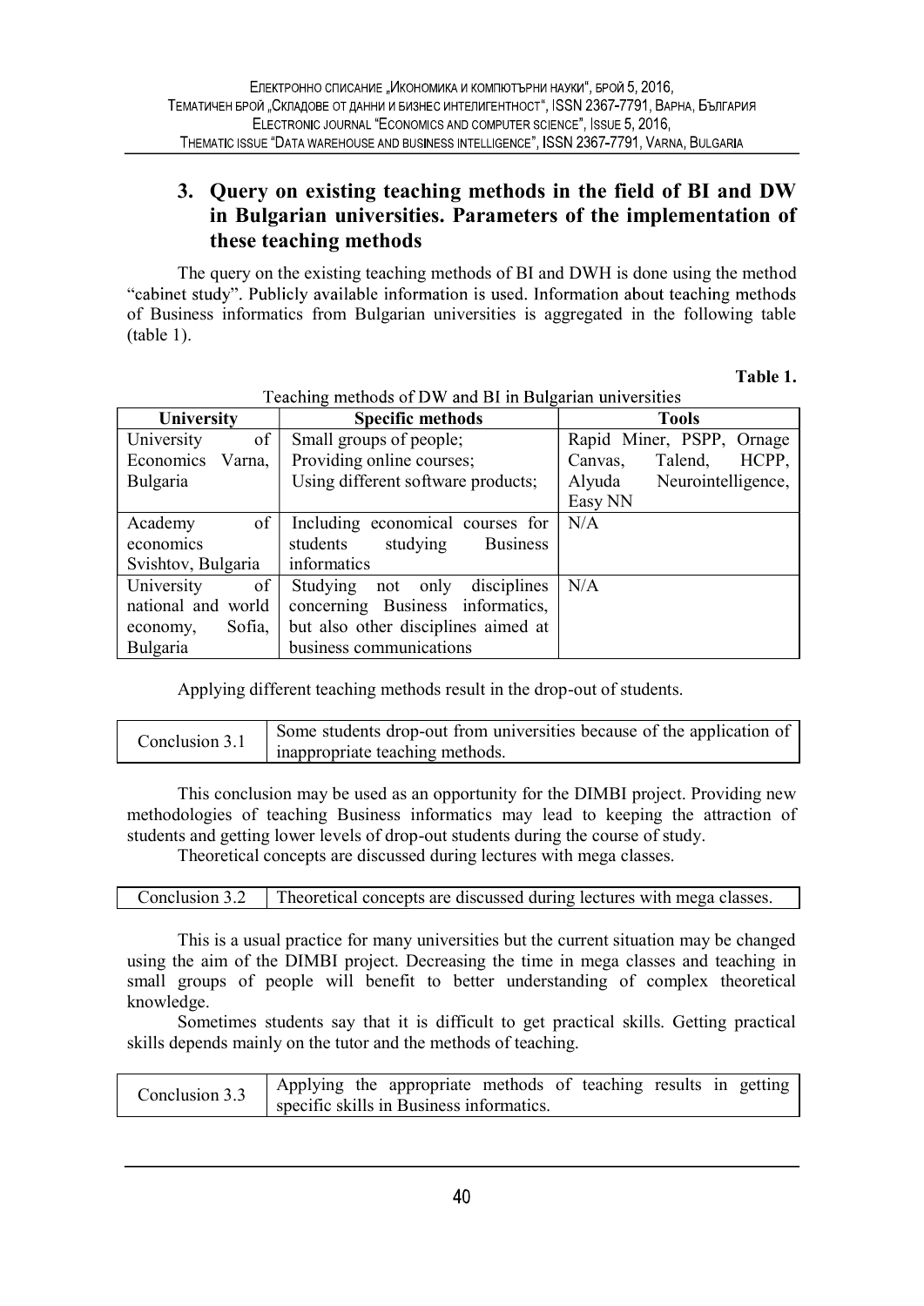## 3. Query on existing teaching methods in the field of BI and DW in Bulgarian universities. Parameters of the implementation of these teaching methods

The query on the existing teaching methods of BI and DWH is done using the method "cabinet study". Publicly available information is used. Information about teaching methods of Business informatics from Bulgarian universities is aggregated in the following table (table 1).

**Table 1.**

Teaching methods of DW and BI in Bulgarian universities

| University | Specific methods | Tools |
|---|---|---|
| University of Economics Varna, Bulgaria | Small groups of people; Providing online courses; Using different software products; | Rapid Miner, PSPP, Ornage Canvas, Talend, HCPP, Alyuda Neurointelligence, Easy NN |
| Academy of economics Svishtov, Bulgaria | Including economical courses for students studying Business informatics | N/A |
| University of national and world economy, Sofia, Bulgaria | Studying not only disciplines concerning Business informatics, but also other disciplines aimed at business communications | N/A |

Applying different teaching methods result in the drop-out of students.

| Conclusion 3.1 | Some students drop-out from universities because of the application of inappropriate teaching methods. |
|---|---|

This conclusion may be used as an opportunity for the DIMBI project. Providing new methodologies of teaching Business informatics may lead to keeping the attraction of students and getting lower levels of drop-out students during the course of study.

Theoretical concepts are discussed during lectures with mega classes.

| Conclusion 3.2 | Theoretical concepts are discussed during lectures with mega classes. |
|---|---|

This is a usual practice for many universities but the current situation may be changed using the aim of the DIMBI project. Decreasing the time in mega classes and teaching in small groups of people will benefit to better understanding of complex theoretical knowledge.

Sometimes students say that it is difficult to get practical skills. Getting practical skills depends mainly on the tutor and the methods of teaching.

| Conclusion 3.3 | Applying the appropriate methods of teaching results in getting specific skills in Business informatics. |
|---|---|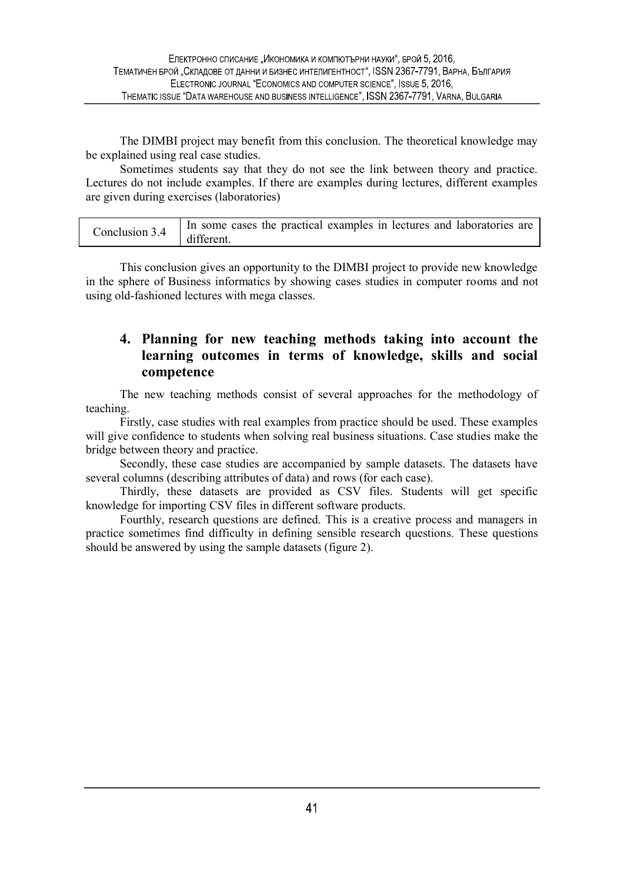The DIMBI project may benefit from this conclusion. The theoretical knowledge may be explained using real case studies.

Sometimes students say that they do not see the link between theory and practice. Lectures do not include examples. If there are examples during lectures, different examples are given during exercises (laboratories)

| Conclusion 3.4 | In some cases the practical examples in lectures and laboratories are different. |
|---|---|

This conclusion gives an opportunity to the DIMBI project to provide new knowledge in the sphere of Business informatics by showing cases studies in computer rooms and not using old-fashioned lectures with mega classes.

## 4. Planning for new teaching methods taking into account the learning outcomes in terms of knowledge, skills and social competence

The new teaching methods consist of several approaches for the methodology of teaching.

Firstly, case studies with real examples from practice should be used. These examples will give confidence to students when solving real business situations. Case studies make the bridge between theory and practice.

Secondly, these case studies are accompanied by sample datasets. The datasets have several columns (describing attributes of data) and rows (for each case).

Thirdly, these datasets are provided as CSV files. Students will get specific knowledge for importing CSV files in different software products.

Fourthly, research questions are defined. This is a creative process and managers in practice sometimes find difficulty in defining sensible research questions. These questions should be answered by using the sample datasets (figure 2).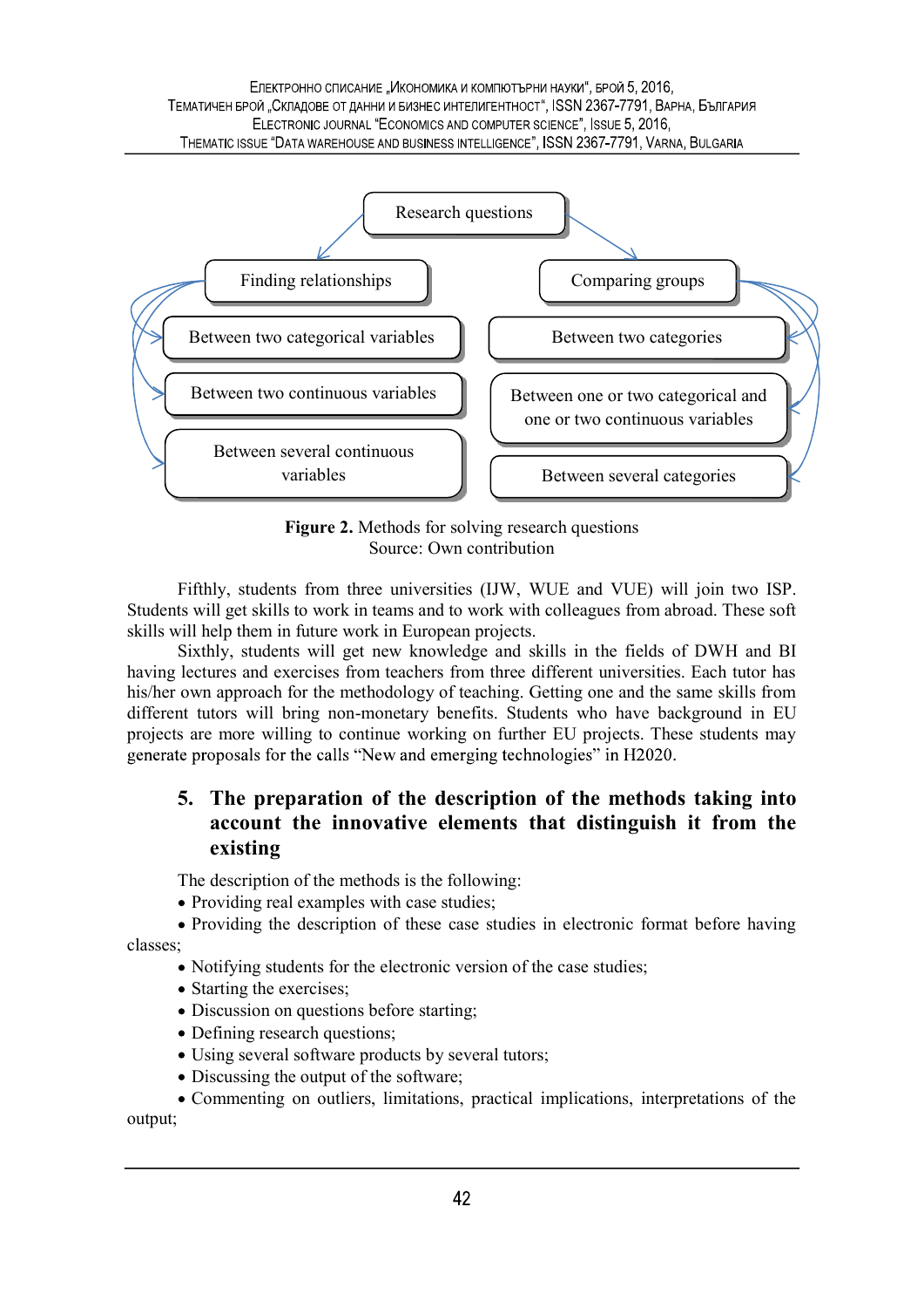Research questions

- Finding relationships
  - Between two categorical variables
  - Between two continuous variables
  - Between several continuous variables
- Comparing groups
  - Between two categories
  - Between one or two categorical and one or two continuous variables
  - Between several categories

**Figure 2.** Methods for solving research questions
Source: Own contribution

Fifthly, students from three universities (IJW, WUE and VUE) will join two ISP. Students will get skills to work in teams and to work with colleagues from abroad. These soft skills will help them in future work in European projects.

Sixthly, students will get new knowledge and skills in the fields of DWH and BI having lectures and exercises from teachers from three different universities. Each tutor has his/her own approach for the methodology of teaching. Getting one and the same skills from different tutors will bring non-monetary benefits. Students who have background in EU projects are more willing to continue working on further EU projects. These students may generate proposals for the calls "New and emerging technologies" in H2020.

## 5. The preparation of the description of the methods taking into account the innovative elements that distinguish it from the existing

The description of the methods is the following:

- Providing real examples with case studies;
- Providing the description of these case studies in electronic format before having classes;
- Notifying students for the electronic version of the case studies;
- Starting the exercises;
- Discussion on questions before starting;
- Defining research questions;
- Using several software products by several tutors;
- Discussing the output of the software;
- Commenting on outliers, limitations, practical implications, interpretations of the output;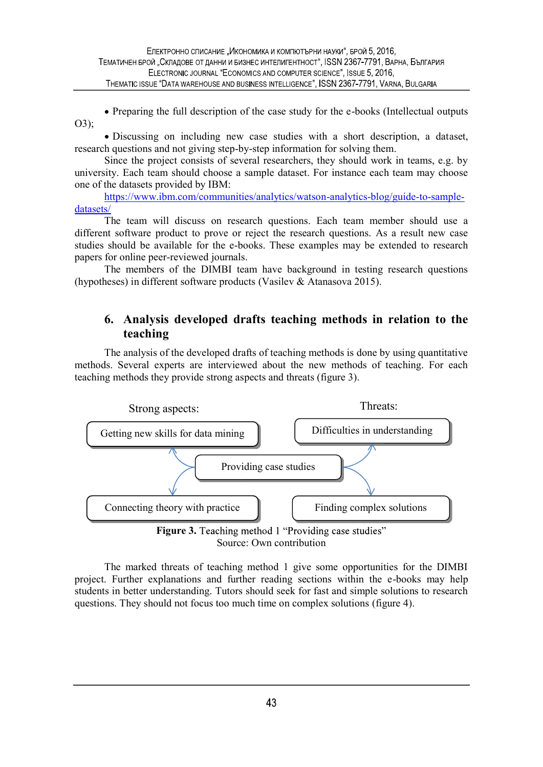- Preparing the full description of the case study for the e-books (Intellectual outputs O3);
- Discussing on including new case studies with a short description, a dataset, research questions and not giving step-by-step information for solving them.

Since the project consists of several researchers, they should work in teams, e.g. by university. Each team should choose a sample dataset. For instance each team may choose one of the datasets provided by IBM: https://www.ibm.com/communities/analytics/watson-analytics-blog/guide-to-sample-datasets/

The team will discuss on research questions. Each team member should use a different software product to prove or reject the research questions. As a result new case studies should be available for the e-books. These examples may be extended to research papers for online peer-reviewed journals.

The members of the DIMBI team have background in testing research questions (hypotheses) in different software products (Vasilev & Atanasova 2015).

## 6. Analysis developed drafts teaching methods in relation to the teaching

The analysis of the developed drafts of teaching methods is done by using quantitative methods. Several experts are interviewed about the new methods of teaching. For each teaching methods they provide strong aspects and threats (figure 3).

Strong aspects:

- Getting new skills for data mining
- Connecting theory with practice

Providing case studies

Threats:

- Difficulties in understanding
- Finding complex solutions

**Figure 3.** Teaching method 1 "Providing case studies"
Source: Own contribution

The marked threats of teaching method 1 give some opportunities for the DIMBI project. Further explanations and further reading sections within the e-books may help students in better understanding. Tutors should seek for fast and simple solutions to research questions. They should not focus too much time on complex solutions (figure 4).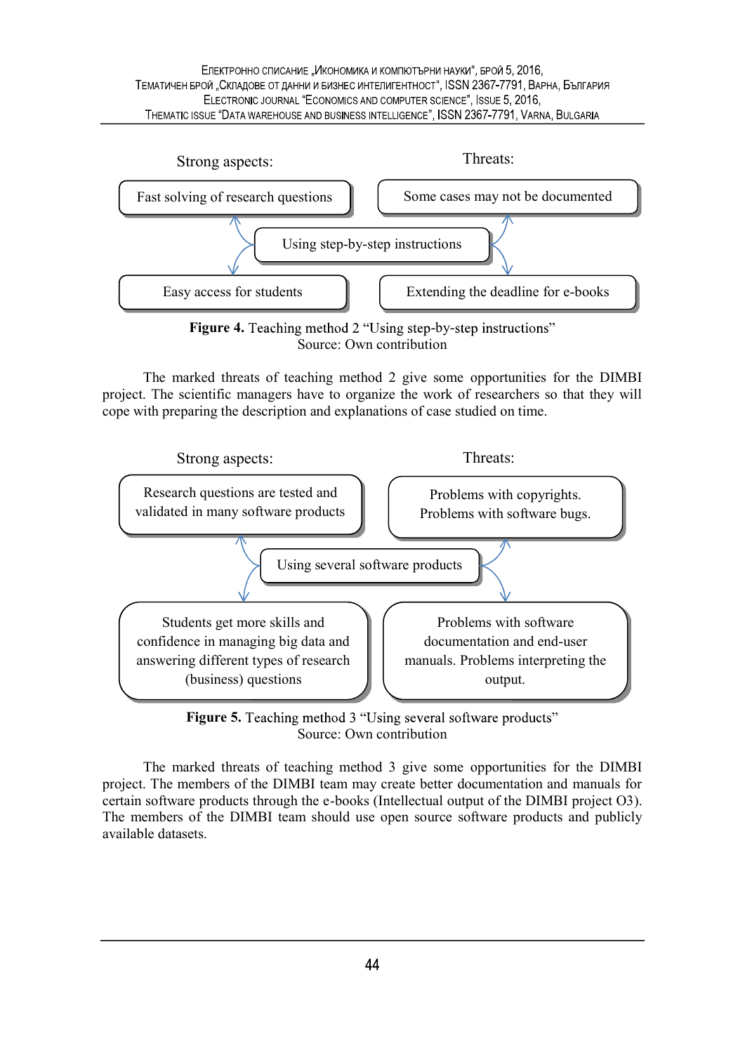Strong aspects:

- Fast solving of research questions
- Easy access for students

Threats:

- Some cases may not be documented
- Extending the deadline for e-books

Using step-by-step instructions

**Figure 4.** Teaching method 2 "Using step-by-step instructions"
Source: Own contribution

The marked threats of teaching method 2 give some opportunities for the DIMBI project. The scientific managers have to organize the work of researchers so that they will cope with preparing the description and explanations of case studied on time.

Strong aspects:

- Research questions are tested and validated in many software products
- Students get more skills and confidence in managing big data and answering different types of research (business) questions

Threats:

- Problems with copyrights. Problems with software bugs.
- Problems with software documentation and end-user manuals. Problems interpreting the output.

Using several software products

**Figure 5.** Teaching method 3 "Using several software products"
Source: Own contribution

The marked threats of teaching method 3 give some opportunities for the DIMBI project. The members of the DIMBI team may create better documentation and manuals for certain software products through the e-books (Intellectual output of the DIMBI project O3). The members of the DIMBI team should use open source software products and publicly available datasets.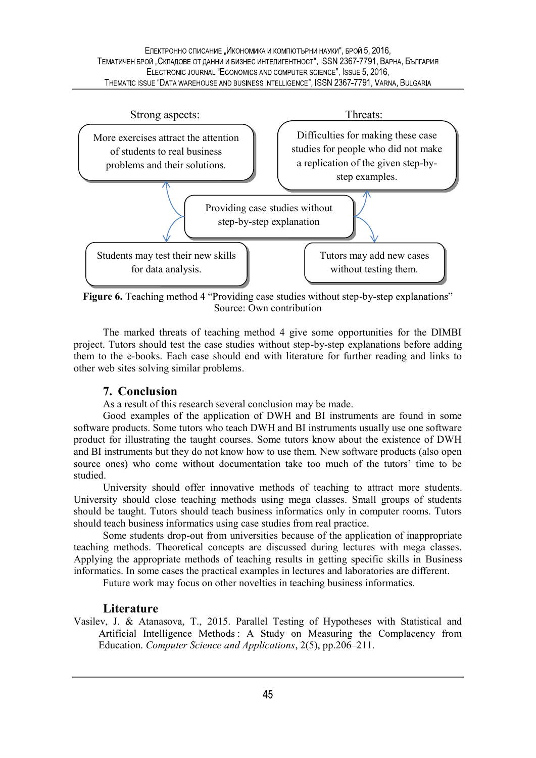Strong aspects:

More exercises attract the attention of students to real business problems and their solutions.

Threats:

Difficulties for making these case studies for people who did not make a replication of the given step-by-step examples.

Providing case studies without step-by-step explanation

Students may test their new skills for data analysis.

Tutors may add new cases without testing them.

**Figure 6.** Teaching method 4 "Providing case studies without step-by-step explanations"
Source: Own contribution

The marked threats of teaching method 4 give some opportunities for the DIMBI project. Tutors should test the case studies without step-by-step explanations before adding them to the e-books. Each case should end with literature for further reading and links to other web sites solving similar problems.

## 7. Conclusion

As a result of this research several conclusion may be made.

Good examples of the application of DWH and BI instruments are found in some software products. Some tutors who teach DWH and BI instruments usually use one software product for illustrating the taught courses. Some tutors know about the existence of DWH and BI instruments but they do not know how to use them. New software products (also open source ones) who come without documentation take too much of the tutors' time to be studied.

University should offer innovative methods of teaching to attract more students. University should close teaching methods using mega classes. Small groups of students should be taught. Tutors should teach business informatics only in computer rooms. Tutors should teach business informatics using case studies from real practice.

Some students drop-out from universities because of the application of inappropriate teaching methods. Theoretical concepts are discussed during lectures with mega classes. Applying the appropriate methods of teaching results in getting specific skills in Business informatics. In some cases the practical examples in lectures and laboratories are different.

Future work may focus on other novelties in teaching business informatics.

## Literature

Vasilev, J. & Atanasova, T., 2015. Parallel Testing of Hypotheses with Statistical and Artificial Intelligence Methods : A Study on Measuring the Complacency from Education. *Computer Science and Applications*, 2(5), pp.206–211.